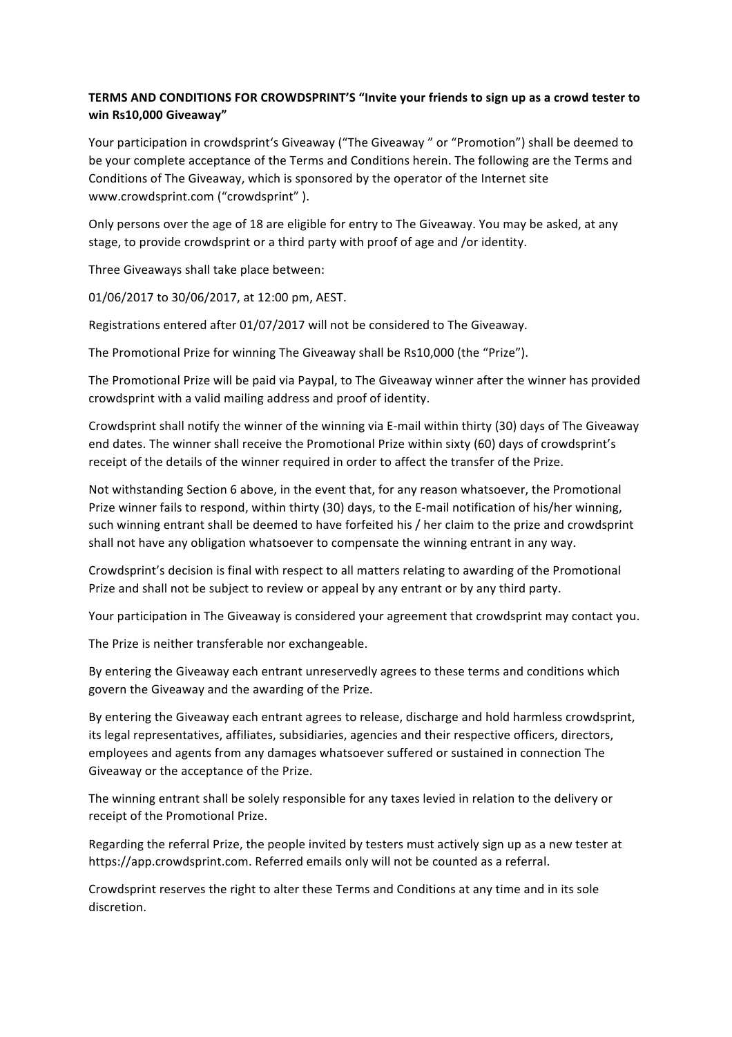**TERMS AND CONDITIONS FOR CROWDSPRINT'S "Invite your friends to sign up as a crowd tester to win Rs10,000 Giveaway"**

Your participation in crowdsprint's Giveaway ("The Giveaway " or "Promotion") shall be deemed to be your complete acceptance of the Terms and Conditions herein. The following are the Terms and Conditions of The Giveaway, which is sponsored by the operator of the Internet site www.crowdsprint.com ("crowdsprint" ).

Only persons over the age of 18 are eligible for entry to The Giveaway. You may be asked, at any stage, to provide crowdsprint or a third party with proof of age and /or identity.

Three Giveaways shall take place between:

01/06/2017 to 30/06/2017, at 12:00 pm, AEST.

Registrations entered after 01/07/2017 will not be considered to The Giveaway.

The Promotional Prize for winning The Giveaway shall be Rs10,000 (the "Prize").

The Promotional Prize will be paid via Paypal, to The Giveaway winner after the winner has provided crowdsprint with a valid mailing address and proof of identity.

Crowdsprint shall notify the winner of the winning via E-mail within thirty (30) days of The Giveaway end dates. The winner shall receive the Promotional Prize within sixty (60) days of crowdsprint's receipt of the details of the winner required in order to affect the transfer of the Prize.

Not withstanding Section 6 above, in the event that, for any reason whatsoever, the Promotional Prize winner fails to respond, within thirty (30) days, to the E-mail notification of his/her winning, such winning entrant shall be deemed to have forfeited his / her claim to the prize and crowdsprint shall not have any obligation whatsoever to compensate the winning entrant in any way.

Crowdsprint's decision is final with respect to all matters relating to awarding of the Promotional Prize and shall not be subject to review or appeal by any entrant or by any third party.

Your participation in The Giveaway is considered your agreement that crowdsprint may contact you.

The Prize is neither transferable nor exchangeable.

By entering the Giveaway each entrant unreservedly agrees to these terms and conditions which govern the Giveaway and the awarding of the Prize.

By entering the Giveaway each entrant agrees to release, discharge and hold harmless crowdsprint, its legal representatives, affiliates, subsidiaries, agencies and their respective officers, directors, employees and agents from any damages whatsoever suffered or sustained in connection The Giveaway or the acceptance of the Prize.

The winning entrant shall be solely responsible for any taxes levied in relation to the delivery or receipt of the Promotional Prize.

Regarding the referral Prize, the people invited by testers must actively sign up as a new tester at https://app.crowdsprint.com. Referred emails only will not be counted as a referral.

Crowdsprint reserves the right to alter these Terms and Conditions at any time and in its sole discretion.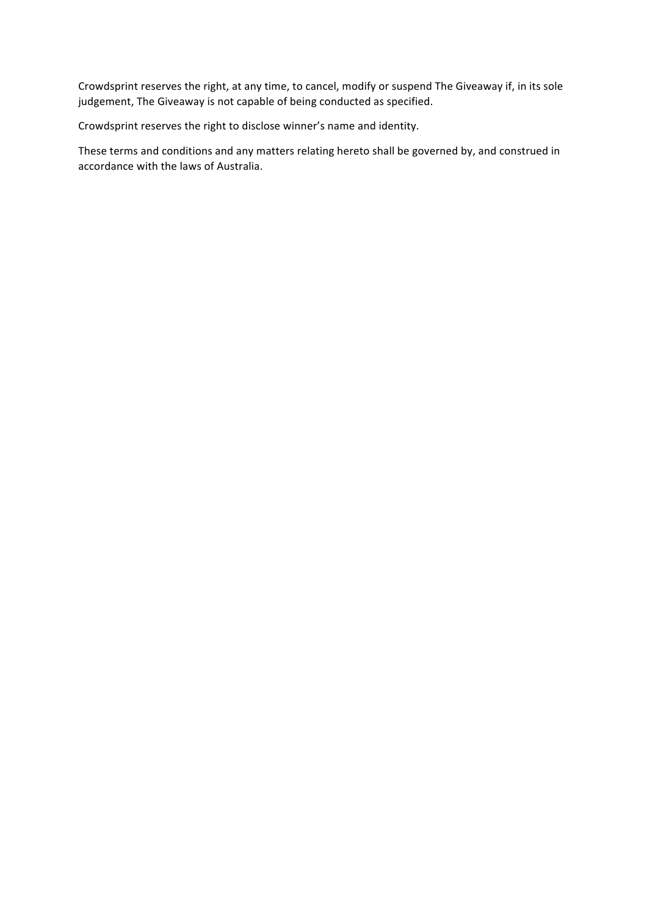Crowdsprint reserves the right, at any time, to cancel, modify or suspend The Giveaway if, in its sole judgement, The Giveaway is not capable of being conducted as specified.

Crowdsprint reserves the right to disclose winner's name and identity.

These terms and conditions and any matters relating hereto shall be governed by, and construed in accordance with the laws of Australia.